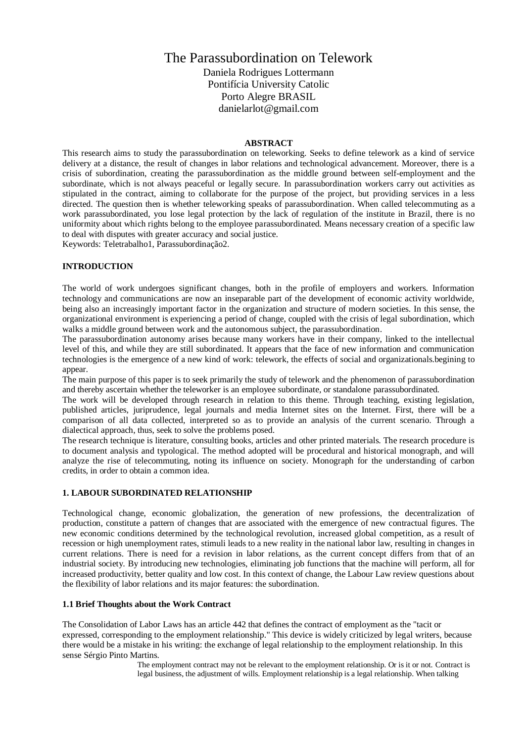# The Parassubordination on Telework

Daniela Rodrigues Lottermann
Pontifícia University Catolic
Porto Alegre BRASIL
danielarlot@gmail.com

**ABSTRACT**

This research aims to study the parassubordination on teleworking. Seeks to define telework as a kind of service delivery at a distance, the result of changes in labor relations and technological advancement. Moreover, there is a crisis of subordination, creating the parassubordination as the middle ground between self-employment and the subordinate, which is not always peaceful or legally secure. In parassubordination workers carry out activities as stipulated in the contract, aiming to collaborate for the purpose of the project, but providing services in a less directed. The question then is whether teleworking speaks of parassubordination. When called telecommuting as a work parassubordinated, you lose legal protection by the lack of regulation of the institute in Brazil, there is no uniformity about which rights belong to the employee parassubordinated. Means necessary creation of a specific law to deal with disputes with greater accuracy and social justice.

Keywords: Teletrabalho1, Parassubordinação2.

## INTRODUCTION

The world of work undergoes significant changes, both in the profile of employers and workers. Information technology and communications are now an inseparable part of the development of economic activity worldwide, being also an increasingly important factor in the organization and structure of modern societies. In this sense, the organizational environment is experiencing a period of change, coupled with the crisis of legal subordination, which walks a middle ground between work and the autonomous subject, the parassubordination.

The parassubordination autonomy arises because many workers have in their company, linked to the intellectual level of this, and while they are still subordinated. It appears that the face of new information and communication technologies is the emergence of a new kind of work: telework, the effects of social and organizationals.begining to appear.

The main purpose of this paper is to seek primarily the study of telework and the phenomenon of parassubordination and thereby ascertain whether the teleworker is an employee subordinate, or standalone parassubordinated.

The work will be developed through research in relation to this theme. Through teaching, existing legislation, published articles, juriprudence, legal journals and media Internet sites on the Internet. First, there will be a comparison of all data collected, interpreted so as to provide an analysis of the current scenario. Through a dialectical approach, thus, seek to solve the problems posed.

The research technique is literature, consulting books, articles and other printed materials. The research procedure is to document analysis and typological. The method adopted will be procedural and historical monograph, and will analyze the rise of telecommuting, noting its influence on society. Monograph for the understanding of carbon credits, in order to obtain a common idea.

## 1. LABOUR SUBORDINATED RELATIONSHIP

Technological change, economic globalization, the generation of new professions, the decentralization of production, constitute a pattern of changes that are associated with the emergence of new contractual figures. The new economic conditions determined by the technological revolution, increased global competition, as a result of recession or high unemployment rates, stimuli leads to a new reality in the national labor law, resulting in changes in current relations. There is need for a revision in labor relations, as the current concept differs from that of an industrial society. By introducing new technologies, eliminating job functions that the machine will perform, all for increased productivity, better quality and low cost. In this context of change, the Labour Law review questions about the flexibility of labor relations and its major features: the subordination.

### 1.1 Brief Thoughts about the Work Contract

The Consolidation of Labor Laws has an article 442 that defines the contract of employment as the "tacit or expressed, corresponding to the employment relationship." This device is widely criticized by legal writers, because there would be a mistake in his writing: the exchange of legal relationship to the employment relationship. In this sense Sérgio Pinto Martins.

> The employment contract may not be relevant to the employment relationship. Or is it or not. Contract is legal business, the adjustment of wills. Employment relationship is a legal relationship. When talking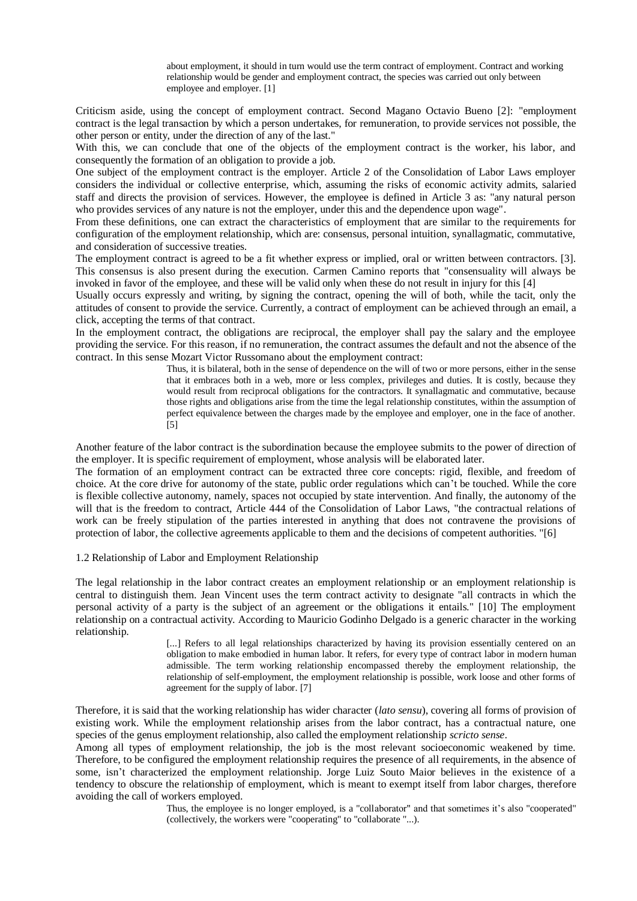> about employment, it should in turn would use the term contract of employment. Contract and working relationship would be gender and employment contract, the species was carried out only between employee and employer. [1]

Criticism aside, using the concept of employment contract. Second Magano Octavio Bueno [2]: "employment contract is the legal transaction by which a person undertakes, for remuneration, to provide services not possible, the other person or entity, under the direction of any of the last."

With this, we can conclude that one of the objects of the employment contract is the worker, his labor, and consequently the formation of an obligation to provide a job.

One subject of the employment contract is the employer. Article 2 of the Consolidation of Labor Laws employer considers the individual or collective enterprise, which, assuming the risks of economic activity admits, salaried staff and directs the provision of services. However, the employee is defined in Article 3 as: "any natural person who provides services of any nature is not the employer, under this and the dependence upon wage".

From these definitions, one can extract the characteristics of employment that are similar to the requirements for configuration of the employment relationship, which are: consensus, personal intuition, synallagmatic, commutative, and consideration of successive treaties.

The employment contract is agreed to be a fit whether express or implied, oral or written between contractors. [3]. This consensus is also present during the execution. Carmen Camino reports that "consensuality will always be invoked in favor of the employee, and these will be valid only when these do not result in injury for this [4]

Usually occurs expressly and writing, by signing the contract, opening the will of both, while the tacit, only the attitudes of consent to provide the service. Currently, a contract of employment can be achieved through an email, a click, accepting the terms of that contract.

In the employment contract, the obligations are reciprocal, the employer shall pay the salary and the employee providing the service. For this reason, if no remuneration, the contract assumes the default and not the absence of the contract. In this sense Mozart Victor Russomano about the employment contract:

> Thus, it is bilateral, both in the sense of dependence on the will of two or more persons, either in the sense that it embraces both in a web, more or less complex, privileges and duties. It is costly, because they would result from reciprocal obligations for the contractors. It synallagmatic and commutative, because those rights and obligations arise from the time the legal relationship constitutes, within the assumption of perfect equivalence between the charges made by the employee and employer, one in the face of another. [5]

Another feature of the labor contract is the subordination because the employee submits to the power of direction of the employer. It is specific requirement of employment, whose analysis will be elaborated later.

The formation of an employment contract can be extracted three core concepts: rigid, flexible, and freedom of choice. At the core drive for autonomy of the state, public order regulations which can't be touched. While the core is flexible collective autonomy, namely, spaces not occupied by state intervention. And finally, the autonomy of the will that is the freedom to contract, Article 444 of the Consolidation of Labor Laws, "the contractual relations of work can be freely stipulation of the parties interested in anything that does not contravene the provisions of protection of labor, the collective agreements applicable to them and the decisions of competent authorities. "[6]

### 1.2 Relationship of Labor and Employment Relationship

The legal relationship in the labor contract creates an employment relationship or an employment relationship is central to distinguish them. Jean Vincent uses the term contract activity to designate "all contracts in which the personal activity of a party is the subject of an agreement or the obligations it entails." [10] The employment relationship on a contractual activity. According to Mauricio Godinho Delgado is a generic character in the working relationship.

> [...] Refers to all legal relationships characterized by having its provision essentially centered on an obligation to make embodied in human labor. It refers, for every type of contract labor in modern human admissible. The term working relationship encompassed thereby the employment relationship, the relationship of self-employment, the employment relationship is possible, work loose and other forms of agreement for the supply of labor. [7]

Therefore, it is said that the working relationship has wider character (*lato sensu*), covering all forms of provision of existing work. While the employment relationship arises from the labor contract, has a contractual nature, one species of the genus employment relationship, also called the employment relationship *scricto sense*.

Among all types of employment relationship, the job is the most relevant socioeconomic weakened by time. Therefore, to be configured the employment relationship requires the presence of all requirements, in the absence of some, isn't characterized the employment relationship. Jorge Luiz Souto Maior believes in the existence of a tendency to obscure the relationship of employment, which is meant to exempt itself from labor charges, therefore avoiding the call of workers employed.

> Thus, the employee is no longer employed, is a "collaborator" and that sometimes it's also "cooperated" (collectively, the workers were "cooperating" to "collaborate "...).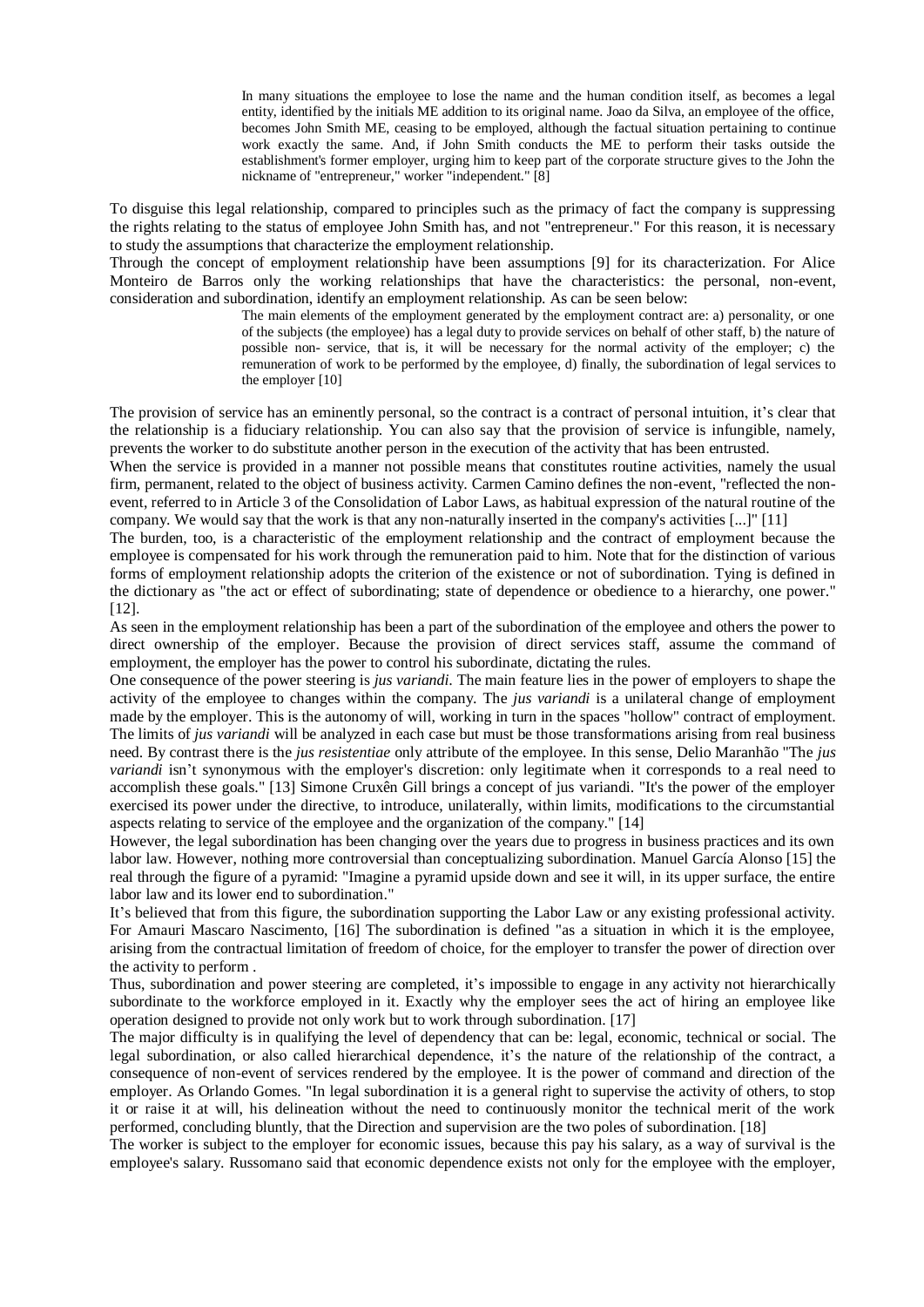> In many situations the employee to lose the name and the human condition itself, as becomes a legal entity, identified by the initials ME addition to its original name. Joao da Silva, an employee of the office, becomes John Smith ME, ceasing to be employed, although the factual situation pertaining to continue work exactly the same. And, if John Smith conducts the ME to perform their tasks outside the establishment's former employer, urging him to keep part of the corporate structure gives to the John the nickname of "entrepreneur," worker "independent." [8]

To disguise this legal relationship, compared to principles such as the primacy of fact the company is suppressing the rights relating to the status of employee John Smith has, and not "entrepreneur." For this reason, it is necessary to study the assumptions that characterize the employment relationship.

Through the concept of employment relationship have been assumptions [9] for its characterization. For Alice Monteiro de Barros only the working relationships that have the characteristics: the personal, non-event, consideration and subordination, identify an employment relationship. As can be seen below:

> The main elements of the employment generated by the employment contract are: a) personality, or one of the subjects (the employee) has a legal duty to provide services on behalf of other staff, b) the nature of possible non- service, that is, it will be necessary for the normal activity of the employer; c) the remuneration of work to be performed by the employee, d) finally, the subordination of legal services to the employer [10]

The provision of service has an eminently personal, so the contract is a contract of personal intuition, it's clear that the relationship is a fiduciary relationship. You can also say that the provision of service is infungible, namely, prevents the worker to do substitute another person in the execution of the activity that has been entrusted.

When the service is provided in a manner not possible means that constitutes routine activities, namely the usual firm, permanent, related to the object of business activity. Carmen Camino defines the non-event, "reflected the non-event, referred to in Article 3 of the Consolidation of Labor Laws, as habitual expression of the natural routine of the company. We would say that the work is that any non-naturally inserted in the company's activities [...]" [11]

The burden, too, is a characteristic of the employment relationship and the contract of employment because the employee is compensated for his work through the remuneration paid to him. Note that for the distinction of various forms of employment relationship adopts the criterion of the existence or not of subordination. Tying is defined in the dictionary as "the act or effect of subordinating; state of dependence or obedience to a hierarchy, one power." [12].

As seen in the employment relationship has been a part of the subordination of the employee and others the power to direct ownership of the employer. Because the provision of direct services staff, assume the command of employment, the employer has the power to control his subordinate, dictating the rules.

One consequence of the power steering is *jus variandi*. The main feature lies in the power of employers to shape the activity of the employee to changes within the company. The *jus variandi* is a unilateral change of employment made by the employer. This is the autonomy of will, working in turn in the spaces "hollow" contract of employment. The limits of *jus variandi* will be analyzed in each case but must be those transformations arising from real business need. By contrast there is the *jus resistentiae* only attribute of the employee. In this sense, Delio Maranhão "The *jus variandi* isn't synonymous with the employer's discretion: only legitimate when it corresponds to a real need to accomplish these goals." [13] Simone Cruxên Gill brings a concept of jus variandi. "It's the power of the employer exercised its power under the directive, to introduce, unilaterally, within limits, modifications to the circumstantial aspects relating to service of the employee and the organization of the company." [14]

However, the legal subordination has been changing over the years due to progress in business practices and its own labor law. However, nothing more controversial than conceptualizing subordination. Manuel García Alonso [15] the real through the figure of a pyramid: "Imagine a pyramid upside down and see it will, in its upper surface, the entire labor law and its lower end to subordination."

It's believed that from this figure, the subordination supporting the Labor Law or any existing professional activity. For Amauri Mascaro Nascimento, [16] The subordination is defined "as a situation in which it is the employee, arising from the contractual limitation of freedom of choice, for the employer to transfer the power of direction over the activity to perform .

Thus, subordination and power steering are completed, it's impossible to engage in any activity not hierarchically subordinate to the workforce employed in it. Exactly why the employer sees the act of hiring an employee like operation designed to provide not only work but to work through subordination. [17]

The major difficulty is in qualifying the level of dependency that can be: legal, economic, technical or social. The legal subordination, or also called hierarchical dependence, it's the nature of the relationship of the contract, a consequence of non-event of services rendered by the employee. It is the power of command and direction of the employer. As Orlando Gomes. "In legal subordination it is a general right to supervise the activity of others, to stop it or raise it at will, his delineation without the need to continuously monitor the technical merit of the work performed, concluding bluntly, that the Direction and supervision are the two poles of subordination. [18]

The worker is subject to the employer for economic issues, because this pay his salary, as a way of survival is the employee's salary. Russomano said that economic dependence exists not only for the employee with the employer,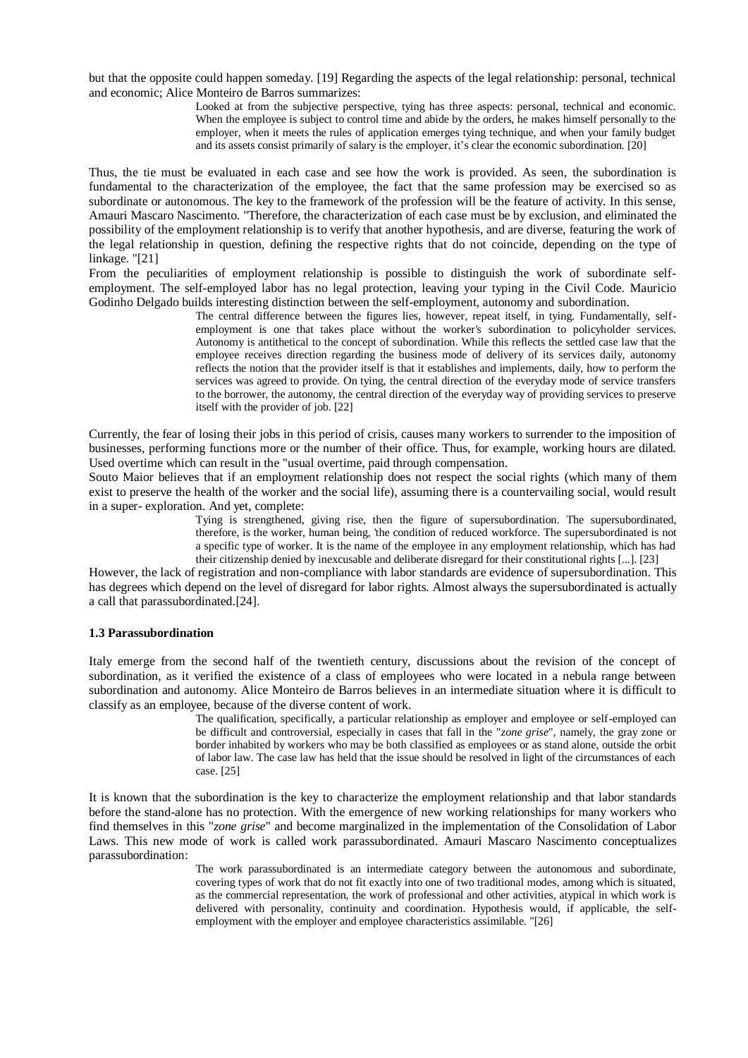but that the opposite could happen someday. [19] Regarding the aspects of the legal relationship: personal, technical and economic; Alice Monteiro de Barros summarizes:

> Looked at from the subjective perspective, tying has three aspects: personal, technical and economic. When the employee is subject to control time and abide by the orders, he makes himself personally to the employer, when it meets the rules of application emerges tying technique, and when your family budget and its assets consist primarily of salary is the employer, it's clear the economic subordination. [20]

Thus, the tie must be evaluated in each case and see how the work is provided. As seen, the subordination is fundamental to the characterization of the employee, the fact that the same profession may be exercised so as subordinate or autonomous. The key to the framework of the profession will be the feature of activity. In this sense, Amauri Mascaro Nascimento. "Therefore, the characterization of each case must be by exclusion, and eliminated the possibility of the employment relationship is to verify that another hypothesis, and are diverse, featuring the work of the legal relationship in question, defining the respective rights that do not coincide, depending on the type of linkage. "[21]

From the peculiarities of employment relationship is possible to distinguish the work of subordinate self-employment. The self-employed labor has no legal protection, leaving your typing in the Civil Code. Mauricio Godinho Delgado builds interesting distinction between the self-employment, autonomy and subordination.

> The central difference between the figures lies, however, repeat itself, in tying. Fundamentally, self-employment is one that takes place without the worker's subordination to policyholder services. Autonomy is antithetical to the concept of subordination. While this reflects the settled case law that the employee receives direction regarding the business mode of delivery of its services daily, autonomy reflects the notion that the provider itself is that it establishes and implements, daily, how to perform the services was agreed to provide. On tying, the central direction of the everyday mode of service transfers to the borrower, the autonomy, the central direction of the everyday way of providing services to preserve itself with the provider of job. [22]

Currently, the fear of losing their jobs in this period of crisis, causes many workers to surrender to the imposition of businesses, performing functions more or the number of their office. Thus, for example, working hours are dilated. Used overtime which can result in the "usual overtime, paid through compensation.

Souto Maior believes that if an employment relationship does not respect the social rights (which many of them exist to preserve the health of the worker and the social life), assuming there is a countervailing social, would result in a super- exploration. And yet, complete:

> Tying is strengthened, giving rise, then the figure of supersubordination. The supersubordinated, therefore, is the worker, human being, 'the condition of reduced workforce. The supersubordinated is not a specific type of worker. It is the name of the employee in any employment relationship, which has had their citizenship denied by inexcusable and deliberate disregard for their constitutional rights [...]. [23]

However, the lack of registration and non-compliance with labor standards are evidence of supersubordination. This has degrees which depend on the level of disregard for labor rights. Almost always the supersubordinated is actually a call that parassubordinated.[24].

### 1.3 Parassubordination

Italy emerge from the second half of the twentieth century, discussions about the revision of the concept of subordination, as it verified the existence of a class of employees who were located in a nebula range between subordination and autonomy. Alice Monteiro de Barros believes in an intermediate situation where it is difficult to classify as an employee, because of the diverse content of work.

> The qualification, specifically, a particular relationship as employer and employee or self-employed can be difficult and controversial, especially in cases that fall in the "*zone grise*", namely, the gray zone or border inhabited by workers who may be both classified as employees or as stand alone, outside the orbit of labor law. The case law has held that the issue should be resolved in light of the circumstances of each case. [25]

It is known that the subordination is the key to characterize the employment relationship and that labor standards before the stand-alone has no protection. With the emergence of new working relationships for many workers who find themselves in this "*zone grise*" and become marginalized in the implementation of the Consolidation of Labor Laws. This new mode of work is called work parassubordinated. Amauri Mascaro Nascimento conceptualizes parassubordination:

> The work parassubordinated is an intermediate category between the autonomous and subordinate, covering types of work that do not fit exactly into one of two traditional modes, among which is situated, as the commercial representation, the work of professional and other activities, atypical in which work is delivered with personality, continuity and coordination. Hypothesis would, if applicable, the self-employment with the employer and employee characteristics assimilable. "[26]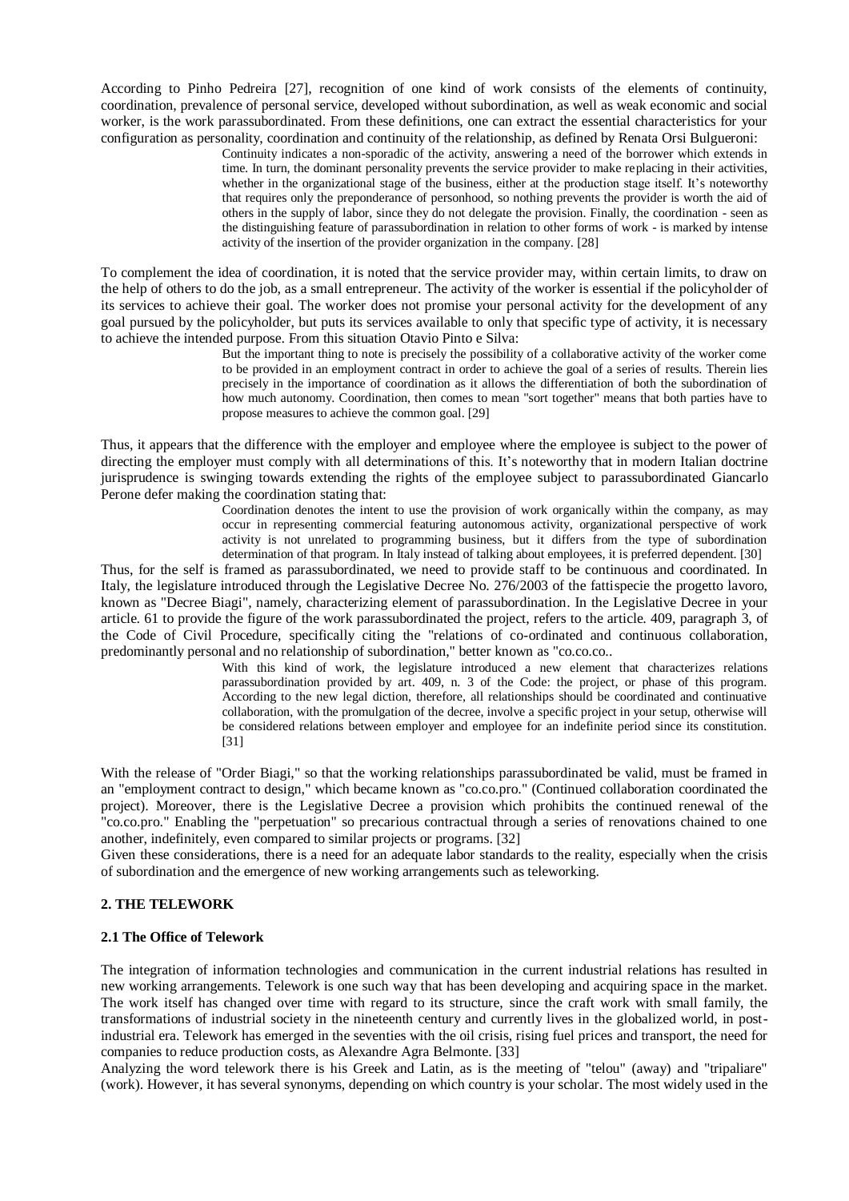According to Pinho Pedreira [27], recognition of one kind of work consists of the elements of continuity, coordination, prevalence of personal service, developed without subordination, as well as weak economic and social worker, is the work parassubordinated. From these definitions, one can extract the essential characteristics for your configuration as personality, coordination and continuity of the relationship, as defined by Renata Orsi Bulgueroni:

> Continuity indicates a non-sporadic of the activity, answering a need of the borrower which extends in time. In turn, the dominant personality prevents the service provider to make replacing in their activities, whether in the organizational stage of the business, either at the production stage itself. It's noteworthy that requires only the preponderance of personhood, so nothing prevents the provider is worth the aid of others in the supply of labor, since they do not delegate the provision. Finally, the coordination - seen as the distinguishing feature of parassubordination in relation to other forms of work - is marked by intense activity of the insertion of the provider organization in the company. [28]

To complement the idea of coordination, it is noted that the service provider may, within certain limits, to draw on the help of others to do the job, as a small entrepreneur. The activity of the worker is essential if the policyholder of its services to achieve their goal. The worker does not promise your personal activity for the development of any goal pursued by the policyholder, but puts its services available to only that specific type of activity, it is necessary to achieve the intended purpose. From this situation Otavio Pinto e Silva:

> But the important thing to note is precisely the possibility of a collaborative activity of the worker come to be provided in an employment contract in order to achieve the goal of a series of results. Therein lies precisely in the importance of coordination as it allows the differentiation of both the subordination of how much autonomy. Coordination, then comes to mean "sort together" means that both parties have to propose measures to achieve the common goal. [29]

Thus, it appears that the difference with the employer and employee where the employee is subject to the power of directing the employer must comply with all determinations of this. It's noteworthy that in modern Italian doctrine jurisprudence is swinging towards extending the rights of the employee subject to parassubordinated Giancarlo Perone defer making the coordination stating that:

> Coordination denotes the intent to use the provision of work organically within the company, as may occur in representing commercial featuring autonomous activity, organizational perspective of work activity is not unrelated to programming business, but it differs from the type of subordination determination of that program. In Italy instead of talking about employees, it is preferred dependent. [30]

Thus, for the self is framed as parassubordinated, we need to provide staff to be continuous and coordinated. In Italy, the legislature introduced through the Legislative Decree No. 276/2003 of the fattispecie the progetto lavoro, known as "Decree Biagi", namely, characterizing element of parassubordination. In the Legislative Decree in your article. 61 to provide the figure of the work parassubordinated the project, refers to the article. 409, paragraph 3, of the Code of Civil Procedure, specifically citing the "relations of co-ordinated and continuous collaboration, predominantly personal and no relationship of subordination," better known as "co.co.co..

> With this kind of work, the legislature introduced a new element that characterizes relations parassubordination provided by art. 409, n. 3 of the Code: the project, or phase of this program. According to the new legal diction, therefore, all relationships should be coordinated and continuative collaboration, with the promulgation of the decree, involve a specific project in your setup, otherwise will be considered relations between employer and employee for an indefinite period since its constitution. [31]

With the release of "Order Biagi," so that the working relationships parassubordinated be valid, must be framed in an "employment contract to design," which became known as "co.co.pro." (Continued collaboration coordinated the project). Moreover, there is the Legislative Decree a provision which prohibits the continued renewal of the "co.co.pro." Enabling the "perpetuation" so precarious contractual through a series of renovations chained to one another, indefinitely, even compared to similar projects or programs. [32]

Given these considerations, there is a need for an adequate labor standards to the reality, especially when the crisis of subordination and the emergence of new working arrangements such as teleworking.

## 2. THE TELEWORK

### 2.1 The Office of Telework

The integration of information technologies and communication in the current industrial relations has resulted in new working arrangements. Telework is one such way that has been developing and acquiring space in the market. The work itself has changed over time with regard to its structure, since the craft work with small family, the transformations of industrial society in the nineteenth century and currently lives in the globalized world, in post-industrial era. Telework has emerged in the seventies with the oil crisis, rising fuel prices and transport, the need for companies to reduce production costs, as Alexandre Agra Belmonte. [33]

Analyzing the word telework there is his Greek and Latin, as is the meeting of "telou" (away) and "tripaliare" (work). However, it has several synonyms, depending on which country is your scholar. The most widely used in the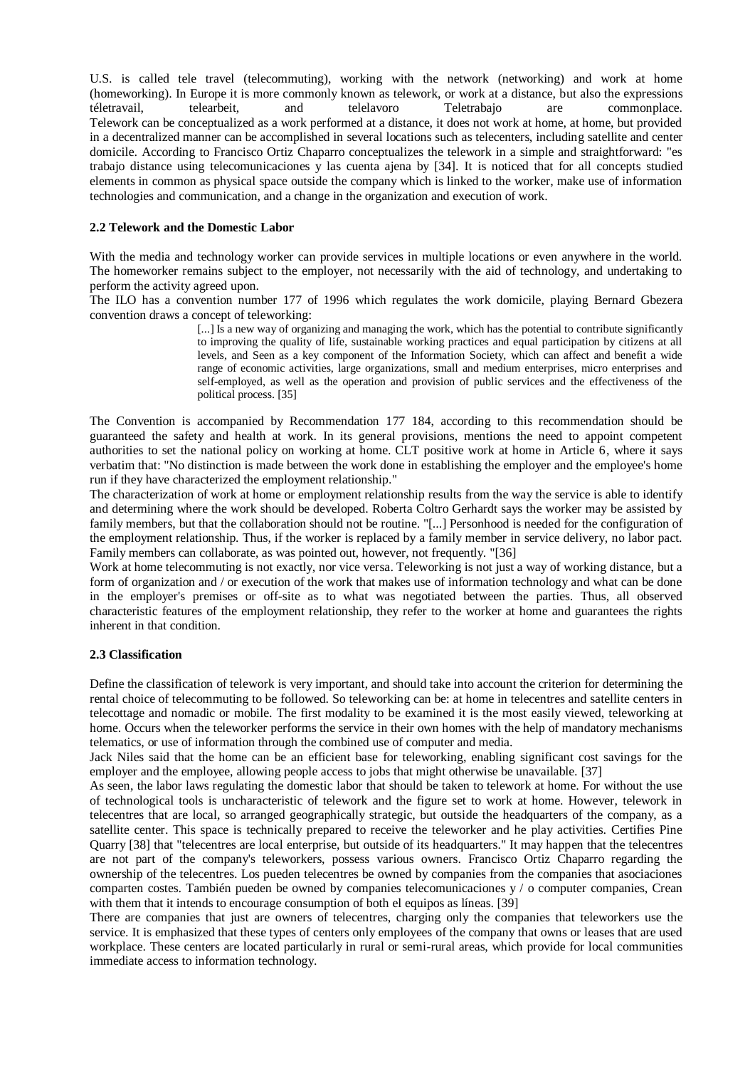U.S. is called tele travel (telecommuting), working with the network (networking) and work at home (homeworking). In Europe it is more commonly known as telework, or work at a distance, but also the expressions téletravail, telearbeit, and telelavoro Teletrabajo are commonplace. Telework can be conceptualized as a work performed at a distance, it does not work at home, at home, but provided in a decentralized manner can be accomplished in several locations such as telecenters, including satellite and center domicile. According to Francisco Ortiz Chaparro conceptualizes the telework in a simple and straightforward: "es trabajo distance using telecomunicaciones y las cuenta ajena by [34]. It is noticed that for all concepts studied elements in common as physical space outside the company which is linked to the worker, make use of information technologies and communication, and a change in the organization and execution of work.

### 2.2 Telework and the Domestic Labor

With the media and technology worker can provide services in multiple locations or even anywhere in the world. The homeworker remains subject to the employer, not necessarily with the aid of technology, and undertaking to perform the activity agreed upon.

The ILO has a convention number 177 of 1996 which regulates the work domicile, playing Bernard Gbezera convention draws a concept of teleworking:

> [...] Is a new way of organizing and managing the work, which has the potential to contribute significantly to improving the quality of life, sustainable working practices and equal participation by citizens at all levels, and Seen as a key component of the Information Society, which can affect and benefit a wide range of economic activities, large organizations, small and medium enterprises, micro enterprises and self-employed, as well as the operation and provision of public services and the effectiveness of the political process. [35]

The Convention is accompanied by Recommendation 177 184, according to this recommendation should be guaranteed the safety and health at work. In its general provisions, mentions the need to appoint competent authorities to set the national policy on working at home. CLT positive work at home in Article 6, where it says verbatim that: "No distinction is made between the work done in establishing the employer and the employee's home run if they have characterized the employment relationship."

The characterization of work at home or employment relationship results from the way the service is able to identify and determining where the work should be developed. Roberta Coltro Gerhardt says the worker may be assisted by family members, but that the collaboration should not be routine. "[...] Personhood is needed for the configuration of the employment relationship. Thus, if the worker is replaced by a family member in service delivery, no labor pact. Family members can collaborate, as was pointed out, however, not frequently. "[36]

Work at home telecommuting is not exactly, nor vice versa. Teleworking is not just a way of working distance, but a form of organization and / or execution of the work that makes use of information technology and what can be done in the employer's premises or off-site as to what was negotiated between the parties. Thus, all observed characteristic features of the employment relationship, they refer to the worker at home and guarantees the rights inherent in that condition.

### 2.3 Classification

Define the classification of telework is very important, and should take into account the criterion for determining the rental choice of telecommuting to be followed. So teleworking can be: at home in telecentres and satellite centers in telecottage and nomadic or mobile. The first modality to be examined it is the most easily viewed, teleworking at home. Occurs when the teleworker performs the service in their own homes with the help of mandatory mechanisms telematics, or use of information through the combined use of computer and media.

Jack Niles said that the home can be an efficient base for teleworking, enabling significant cost savings for the employer and the employee, allowing people access to jobs that might otherwise be unavailable. [37]

As seen, the labor laws regulating the domestic labor that should be taken to telework at home. For without the use of technological tools is uncharacteristic of telework and the figure set to work at home. However, telework in telecentres that are local, so arranged geographically strategic, but outside the headquarters of the company, as a satellite center. This space is technically prepared to receive the teleworker and he play activities. Certifies Pine Quarry [38] that "telecentres are local enterprise, but outside of its headquarters." It may happen that the telecentres are not part of the company's teleworkers, possess various owners. Francisco Ortiz Chaparro regarding the ownership of the telecentres. Los pueden telecentres be owned by companies from the companies that asociaciones comparten costes. También pueden be owned by companies telecomunicaciones y / o computer companies, Crean with them that it intends to encourage consumption of both el equipos as líneas. [39]

There are companies that just are owners of telecentres, charging only the companies that teleworkers use the service. It is emphasized that these types of centers only employees of the company that owns or leases that are used workplace. These centers are located particularly in rural or semi-rural areas, which provide for local communities immediate access to information technology.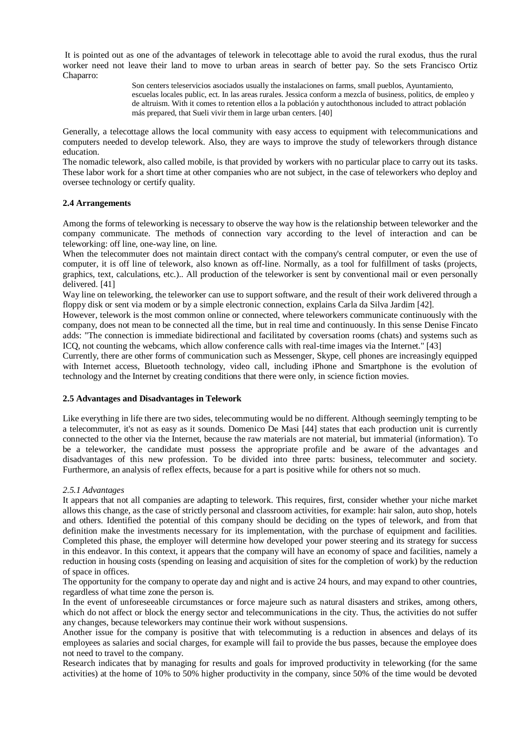It is pointed out as one of the advantages of telework in telecottage able to avoid the rural exodus, thus the rural worker need not leave their land to move to urban areas in search of better pay. So the sets Francisco Ortiz Chaparro:

> Son centers teleservicios asociados usually the instalaciones on farms, small pueblos, Ayuntamiento, escuelas locales public, ect. In las areas rurales. Jessica conform a mezcla of business, politics, de empleo y de altruism. With it comes to retention ellos a la población y autochthonous included to attract población más prepared, that Sueli vivir them in large urban centers. [40]

Generally, a telecottage allows the local community with easy access to equipment with telecommunications and computers needed to develop telework. Also, they are ways to improve the study of teleworkers through distance education.

The nomadic telework, also called mobile, is that provided by workers with no particular place to carry out its tasks. These labor work for a short time at other companies who are not subject, in the case of teleworkers who deploy and oversee technology or certify quality.

### 2.4 Arrangements

Among the forms of teleworking is necessary to observe the way how is the relationship between teleworker and the company communicate. The methods of connection vary according to the level of interaction and can be teleworking: off line, one-way line, on line.

When the telecommuter does not maintain direct contact with the company's central computer, or even the use of computer, it is off line of telework, also known as off-line. Normally, as a tool for fulfillment of tasks (projects, graphics, text, calculations, etc.).. All production of the teleworker is sent by conventional mail or even personally delivered. [41]

Way line on teleworking, the teleworker can use to support software, and the result of their work delivered through a floppy disk or sent via modem or by a simple electronic connection, explains Carla da Silva Jardim [42].

However, telework is the most common online or connected, where teleworkers communicate continuously with the company, does not mean to be connected all the time, but in real time and continuously. In this sense Denise Fincato adds: "The connection is immediate bidirectional and facilitated by coversation rooms (chats) and systems such as ICQ, not counting the webcams, which allow conference calls with real-time images via the Internet." [43]

Currently, there are other forms of communication such as Messenger, Skype, cell phones are increasingly equipped with Internet access, Bluetooth technology, video call, including iPhone and Smartphone is the evolution of technology and the Internet by creating conditions that there were only, in science fiction movies.

### 2.5 Advantages and Disadvantages in Telework

Like everything in life there are two sides, telecommuting would be no different. Although seemingly tempting to be a telecommuter, it's not as easy as it sounds. Domenico De Masi [44] states that each production unit is currently connected to the other via the Internet, because the raw materials are not material, but immaterial (information). To be a teleworker, the candidate must possess the appropriate profile and be aware of the advantages and disadvantages of this new profession. To be divided into three parts: business, telecommuter and society. Furthermore, an analysis of reflex effects, because for a part is positive while for others not so much.

#### *2.5.1 Advantages*

It appears that not all companies are adapting to telework. This requires, first, consider whether your niche market allows this change, as the case of strictly personal and classroom activities, for example: hair salon, auto shop, hotels and others. Identified the potential of this company should be deciding on the types of telework, and from that definition make the investments necessary for its implementation, with the purchase of equipment and facilities. Completed this phase, the employer will determine how developed your power steering and its strategy for success in this endeavor. In this context, it appears that the company will have an economy of space and facilities, namely a reduction in housing costs (spending on leasing and acquisition of sites for the completion of work) by the reduction of space in offices.

The opportunity for the company to operate day and night and is active 24 hours, and may expand to other countries, regardless of what time zone the person is.

In the event of unforeseeable circumstances or force majeure such as natural disasters and strikes, among others, which do not affect or block the energy sector and telecommunications in the city. Thus, the activities do not suffer any changes, because teleworkers may continue their work without suspensions.

Another issue for the company is positive that with telecommuting is a reduction in absences and delays of its employees as salaries and social charges, for example will fail to provide the bus passes, because the employee does not need to travel to the company.

Research indicates that by managing for results and goals for improved productivity in teleworking (for the same activities) at the home of 10% to 50% higher productivity in the company, since 50% of the time would be devoted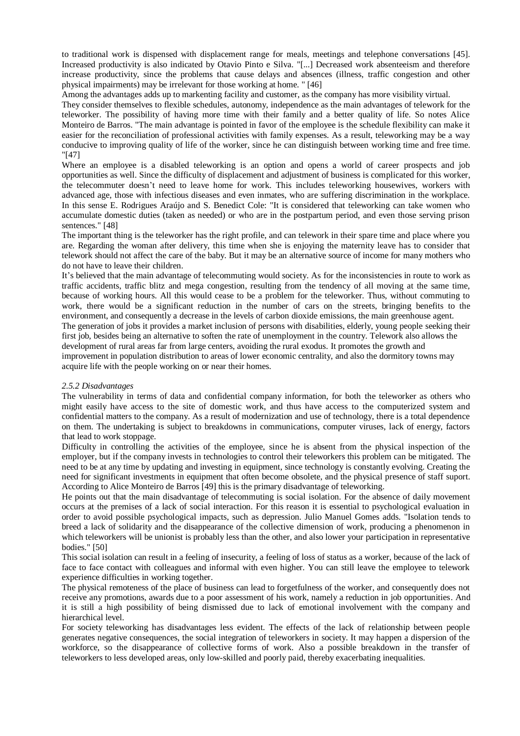to traditional work is dispensed with displacement range for meals, meetings and telephone conversations [45]. Increased productivity is also indicated by Otavio Pinto e Silva. "[...] Decreased work absenteeism and therefore increase productivity, since the problems that cause delays and absences (illness, traffic congestion and other physical impairments) may be irrelevant for those working at home. " [46]

Among the advantages adds up to markenting facility and customer, as the company has more visibility virtual.

They consider themselves to flexible schedules, autonomy, independence as the main advantages of telework for the teleworker. The possibility of having more time with their family and a better quality of life. So notes Alice Monteiro de Barros. "The main advantage is pointed in favor of the employee is the schedule flexibility can make it easier for the reconciliation of professional activities with family expenses. As a result, teleworking may be a way conducive to improving quality of life of the worker, since he can distinguish between working time and free time. "[47]

Where an employee is a disabled teleworking is an option and opens a world of career prospects and job opportunities as well. Since the difficulty of displacement and adjustment of business is complicated for this worker, the telecommuter doesn't need to leave home for work. This includes teleworking housewives, workers with advanced age, those with infectious diseases and even inmates, who are suffering discrimination in the workplace. In this sense E. Rodrigues Araújo and S. Benedict Cole: "It is considered that teleworking can take women who accumulate domestic duties (taken as needed) or who are in the postpartum period, and even those serving prison sentences." [48]

The important thing is the teleworker has the right profile, and can telework in their spare time and place where you are. Regarding the woman after delivery, this time when she is enjoying the maternity leave has to consider that telework should not affect the care of the baby. But it may be an alternative source of income for many mothers who do not have to leave their children.

It's believed that the main advantage of telecommuting would society. As for the inconsistencies in route to work as traffic accidents, traffic blitz and mega congestion, resulting from the tendency of all moving at the same time, because of working hours. All this would cease to be a problem for the teleworker. Thus, without commuting to work, there would be a significant reduction in the number of cars on the streets, bringing benefits to the environment, and consequently a decrease in the levels of carbon dioxide emissions, the main greenhouse agent.

The generation of jobs it provides a market inclusion of persons with disabilities, elderly, young people seeking their first job, besides being an alternative to soften the rate of unemployment in the country. Telework also allows the development of rural areas far from large centers, avoiding the rural exodus. It promotes the growth and improvement in population distribution to areas of lower economic centrality, and also the dormitory towns may acquire life with the people working on or near their homes.

*2.5.2 Disadvantages*

The vulnerability in terms of data and confidential company information, for both the teleworker as others who might easily have access to the site of domestic work, and thus have access to the computerized system and confidential matters to the company. As a result of modernization and use of technology, there is a total dependence on them. The undertaking is subject to breakdowns in communications, computer viruses, lack of energy, factors that lead to work stoppage.

Difficulty in controlling the activities of the employee, since he is absent from the physical inspection of the employer, but if the company invests in technologies to control their teleworkers this problem can be mitigated. The need to be at any time by updating and investing in equipment, since technology is constantly evolving. Creating the need for significant investments in equipment that often become obsolete, and the physical presence of staff suport. According to Alice Monteiro de Barros [49] this is the primary disadvantage of teleworking.

He points out that the main disadvantage of telecommuting is social isolation. For the absence of daily movement occurs at the premises of a lack of social interaction. For this reason it is essential to psychological evaluation in order to avoid possible psychological impacts, such as depression. Julio Manuel Gomes adds. "Isolation tends to breed a lack of solidarity and the disappearance of the collective dimension of work, producing a phenomenon in which teleworkers will be unionist is probably less than the other, and also lower your participation in representative bodies." [50]

This social isolation can result in a feeling of insecurity, a feeling of loss of status as a worker, because of the lack of face to face contact with colleagues and informal with even higher. You can still leave the employee to telework experience difficulties in working together.

The physical remoteness of the place of business can lead to forgetfulness of the worker, and consequently does not receive any promotions, awards due to a poor assessment of his work, namely a reduction in job opportunities. And it is still a high possibility of being dismissed due to lack of emotional involvement with the company and hierarchical level.

For society teleworking has disadvantages less evident. The effects of the lack of relationship between people generates negative consequences, the social integration of teleworkers in society. It may happen a dispersion of the workforce, so the disappearance of collective forms of work. Also a possible breakdown in the transfer of teleworkers to less developed areas, only low-skilled and poorly paid, thereby exacerbating inequalities.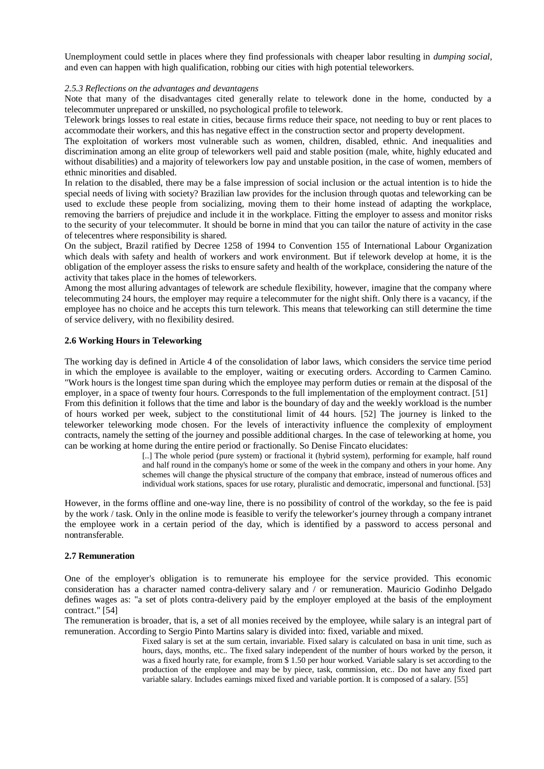Unemployment could settle in places where they find professionals with cheaper labor resulting in *dumping social*, and even can happen with high qualification, robbing our cities with high potential teleworkers.

*2.5.3 Reflections on the advantages and devantagens*

Note that many of the disadvantages cited generally relate to telework done in the home, conducted by a telecommuter unprepared or unskilled, no psychological profile to telework.

Telework brings losses to real estate in cities, because firms reduce their space, not needing to buy or rent places to accommodate their workers, and this has negative effect in the construction sector and property development.

The exploitation of workers most vulnerable such as women, children, disabled, ethnic. And inequalities and discrimination among an elite group of teleworkers well paid and stable position (male, white, highly educated and without disabilities) and a majority of teleworkers low pay and unstable position, in the case of women, members of ethnic minorities and disabled.

In relation to the disabled, there may be a false impression of social inclusion or the actual intention is to hide the special needs of living with society? Brazilian law provides for the inclusion through quotas and teleworking can be used to exclude these people from socializing, moving them to their home instead of adapting the workplace, removing the barriers of prejudice and include it in the workplace. Fitting the employer to assess and monitor risks to the security of your telecommuter. It should be borne in mind that you can tailor the nature of activity in the case of telecentres where responsibility is shared.

On the subject, Brazil ratified by Decree 1258 of 1994 to Convention 155 of International Labour Organization which deals with safety and health of workers and work environment. But if telework develop at home, it is the obligation of the employer assess the risks to ensure safety and health of the workplace, considering the nature of the activity that takes place in the homes of teleworkers.

Among the most alluring advantages of telework are schedule flexibility, however, imagine that the company where telecommuting 24 hours, the employer may require a telecommuter for the night shift. Only there is a vacancy, if the employee has no choice and he accepts this turn telework. This means that teleworking can still determine the time of service delivery, with no flexibility desired.

### 2.6 Working Hours in Teleworking

The working day is defined in Article 4 of the consolidation of labor laws, which considers the service time period in which the employee is available to the employer, waiting or executing orders. According to Carmen Camino. "Work hours is the longest time span during which the employee may perform duties or remain at the disposal of the employer, in a space of twenty four hours. Corresponds to the full implementation of the employment contract. [51]

From this definition it follows that the time and labor is the boundary of day and the weekly workload is the number of hours worked per week, subject to the constitutional limit of 44 hours. [52] The journey is linked to the teleworker teleworking mode chosen. For the levels of interactivity influence the complexity of employment contracts, namely the setting of the journey and possible additional charges. In the case of teleworking at home, you can be working at home during the entire period or fractionally. So Denise Fincato elucidates:

> [..] The whole period (pure system) or fractional it (hybrid system), performing for example, half round and half round in the company's home or some of the week in the company and others in your home. Any schemes will change the physical structure of the company that embrace, instead of numerous offices and individual work stations, spaces for use rotary, pluralistic and democratic, impersonal and functional. [53]

However, in the forms offline and one-way line, there is no possibility of control of the workday, so the fee is paid by the work / task. Only in the online mode is feasible to verify the teleworker's journey through a company intranet the employee work in a certain period of the day, which is identified by a password to access personal and nontransferable.

### 2.7 Remuneration

One of the employer's obligation is to remunerate his employee for the service provided. This economic consideration has a character named contra-delivery salary and / or remuneration. Mauricio Godinho Delgado defines wages as: "a set of plots contra-delivery paid by the employer employed at the basis of the employment contract." [54]

The remuneration is broader, that is, a set of all monies received by the employee, while salary is an integral part of remuneration. According to Sergio Pinto Martins salary is divided into: fixed, variable and mixed.

> Fixed salary is set at the sum certain, invariable. Fixed salary is calculated on basa in unit time, such as hours, days, months, etc.. The fixed salary independent of the number of hours worked by the person, it was a fixed hourly rate, for example, from $ 1.50 per hour worked. Variable salary is set according to the production of the employee and may be by piece, task, commission, etc.. Do not have any fixed part variable salary. Includes earnings mixed fixed and variable portion. It is composed of a salary. [55]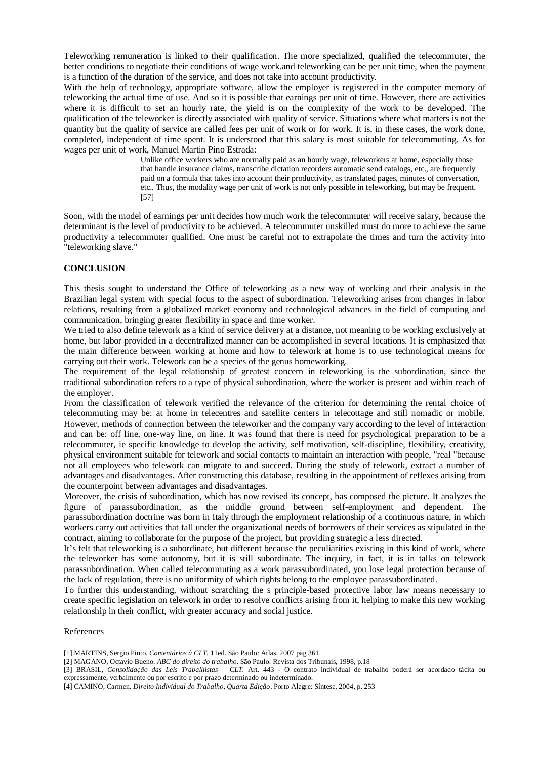Teleworking remuneration is linked to their qualification. The more specialized, qualified the telecommuter, the better conditions to negotiate their conditions of wage work.and teleworking can be per unit time, when the payment is a function of the duration of the service, and does not take into account productivity.

With the help of technology, appropriate software, allow the employer is registered in the computer memory of teleworking the actual time of use. And so it is possible that earnings per unit of time. However, there are activities where it is difficult to set an hourly rate, the yield is on the complexity of the work to be developed. The qualification of the teleworker is directly associated with quality of service. Situations where what matters is not the quantity but the quality of service are called fees per unit of work or for work. It is, in these cases, the work done, completed, independent of time spent. It is understood that this salary is most suitable for telecommuting. As for wages per unit of work, Manuel Martin Pino Estrada:

> Unlike office workers who are normally paid as an hourly wage, teleworkers at home, especially those that handle insurance claims, transcribe dictation recorders automatic send catalogs, etc., are frequently paid on a formula that takes into account their productivity, as translated pages, minutes of conversation, etc.. Thus, the modality wage per unit of work is not only possible in teleworking, but may be frequent. [57]

Soon, with the model of earnings per unit decides how much work the telecommuter will receive salary, because the determinant is the level of productivity to be achieved. A telecommuter unskilled must do more to achieve the same productivity a telecommuter qualified. One must be careful not to extrapolate the times and turn the activity into "teleworking slave."

**CONCLUSION**

This thesis sought to understand the Office of teleworking as a new way of working and their analysis in the Brazilian legal system with special focus to the aspect of subordination. Teleworking arises from changes in labor relations, resulting from a globalized market economy and technological advances in the field of computing and communication, bringing greater flexibility in space and time worker.

We tried to also define telework as a kind of service delivery at a distance, not meaning to be working exclusively at home, but labor provided in a decentralized manner can be accomplished in several locations. It is emphasized that the main difference between working at home and how to telework at home is to use technological means for carrying out their work. Telework can be a species of the genus homeworking.

The requirement of the legal relationship of greatest concern in teleworking is the subordination, since the traditional subordination refers to a type of physical subordination, where the worker is present and within reach of the employer.

From the classification of telework verified the relevance of the criterion for determining the rental choice of telecommuting may be: at home in telecentres and satellite centers in telecottage and still nomadic or mobile. However, methods of connection between the teleworker and the company vary according to the level of interaction and can be: off line, one-way line, on line. It was found that there is need for psychological preparation to be a telecommuter, ie specific knowledge to develop the activity, self motivation, self-discipline, flexibility, creativity, physical environment suitable for telework and social contacts to maintain an interaction with people, "real "because not all employees who telework can migrate to and succeed. During the study of telework, extract a number of advantages and disadvantages. After constructing this database, resulting in the appointment of reflexes arising from the counterpoint between advantages and disadvantages.

Moreover, the crisis of subordination, which has now revised its concept, has composed the picture. It analyzes the figure of parassubordination, as the middle ground between self-employment and dependent. The parassubordination doctrine was born in Italy through the employment relationship of a continuous nature, in which workers carry out activities that fall under the organizational needs of borrowers of their services as stipulated in the contract, aiming to collaborate for the purpose of the project, but providing strategic a less directed.

It's felt that teleworking is a subordinate, but different because the peculiarities existing in this kind of work, where the teleworker has some autonomy, but it is still subordinate. The inquiry, in fact, it is in talks on telework parassubordination. When called telecommuting as a work parassubordinated, you lose legal protection because of the lack of regulation, there is no uniformity of which rights belong to the employee parassubordinated.

To further this understanding, without scratching the s principle-based protective labor law means necessary to create specific legislation on telework in order to resolve conflicts arising from it, helping to make this new working relationship in their conflict, with greater accuracy and social justice.

References

[1] MARTINS, Sergio Pinto. *Comentários à CLT.* 11ed. São Paulo: Atlas, 2007 pag 361.

[2] MAGANO, Octavio Bueno. *ABC do direito do trabalho.* São Paulo: Revista dos Tribunais, 1998, p.18

[3] BRASIL, *Consolidação das Leis Trabalhistas – CLT.* Art. 443 - O contrato individual de trabalho poderá ser acordado tácita ou expressamente, verbalmente ou por escrito e por prazo determinado ou indeterminado.

[4] CAMINO, Carmen. *Direito Individual do Trabalho, Quarta Edição*. Porto Alegre: Síntese, 2004, p. 253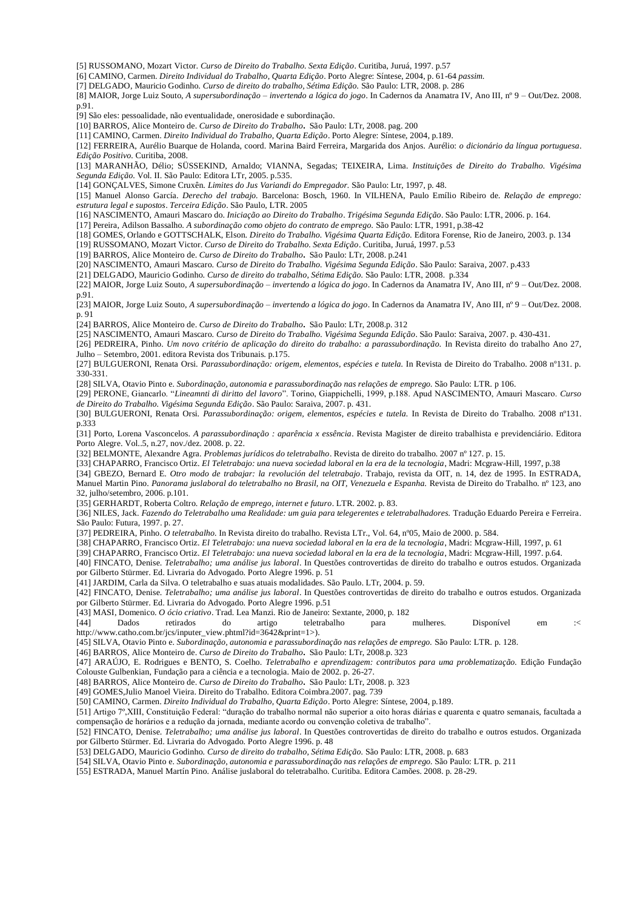[5] RUSSOMANO, Mozart Victor. *Curso de Direito do Trabalho. Sexta Edição*. Curitiba, Juruá, 1997. p.57

[6] CAMINO, Carmen. *Direito Individual do Trabalho, Quarta Edição*. Porto Alegre: Síntese, 2004, p. 61-64 *passim.*

[7] DELGADO, Mauricio Godinho. *Curso de direito do trabalho, Sétima Edição.* São Paulo: LTR, 2008. p. 286

[8] MAIOR, Jorge Luiz Souto, *A supersubordinação – invertendo a lógica do jogo*. In Cadernos da Anamatra IV, Ano III, nº 9 – Out/Dez. 2008. p.91.

[9] São eles: pessoalidade, não eventualidade, onerosidade e subordinação.

[10] BARROS, Alice Monteiro de. *Curso de Direito do Trabalho***.** São Paulo: LTr, 2008. pag. 200

[11] CAMINO, Carmen. *Direito Individual do Trabalho, Quarta Edição*. Porto Alegre: Síntese, 2004, p.189.

[12] FERREIRA, Aurélio Buarque de Holanda, coord. Marina Baird Ferreira, Margarida dos Anjos. Aurélio: *o dicionário da língua portuguesa*. *Edição Positivo*. Curitiba, 2008.

[13] MARANHÃO, Délio; SÜSSEKIND, Arnaldo; VIANNA, Segadas; TEIXEIRA, Lima. *Instituições de Direito do Trabalho. Vigésima Segunda Edição.* Vol. II. São Paulo: Editora LTr, 2005. p.535.

[14] GONÇALVES, Simone Cruxên. *Limites do Jus Variandi do Empregador.* São Paulo: Ltr, 1997, p. 48.

[15] Manuel Alonso García. *Derecho del trabajo.* Barcelona: Bosch, 1960. In VILHENA, Paulo Emílio Ribeiro de. *Relação de emprego: estrutura legal e supostos*. *Terceira Edição*. São Paulo, LTR. 2005

[16] NASCIMENTO, Amauri Mascaro do. *Iniciação ao Direito do Trabalho*. *Trigésima Segunda Edição*. São Paulo: LTR, 2006. p. 164.

[17] Pereira, Adilson Bassalho. *A subordinação como objeto do contrato de emprego.* São Paulo: LTR, 1991, p.38-42

[18] GOMES, Orlando e GOTTSCHALK, Elson. *Direito do Trabalho. Vigésima Quarta Edição.* Editora Forense, Rio de Janeiro, 2003. p. 134

[19] RUSSOMANO, Mozart Victor. *Curso de Direito do Trabalho. Sexta Edição*. Curitiba, Juruá, 1997. p.53

[19] BARROS, Alice Monteiro de. *Curso de Direito do Trabalho***.** São Paulo: LTr, 2008. p.241

[20] NASCIMENTO, Amauri Mascaro. *Curso de Direito do Trabalho. Vigésima Segunda Edição*. São Paulo: Saraiva, 2007. p.433

[21] DELGADO, Mauricio Godinho. *Curso de direito do trabalho, Sétima Edição.* São Paulo: LTR, 2008. p.334

[22] MAIOR, Jorge Luiz Souto, *A supersubordinação – invertendo a lógica do jogo*. In Cadernos da Anamatra IV, Ano III, nº 9 – Out/Dez. 2008. p.91.

[23] MAIOR, Jorge Luiz Souto, *A supersubordinação – invertendo a lógica do jogo*. In Cadernos da Anamatra IV, Ano III, nº 9 – Out/Dez. 2008. p. 91

[24] BARROS, Alice Monteiro de. *Curso de Direito do Trabalho***.** São Paulo: LTr, 2008.p. 312

[25] NASCIMENTO, Amauri Mascaro. *Curso de Direito do Trabalho. Vigésima Segunda Edição*. São Paulo: Saraiva, 2007. p. 430-431.

[26] PEDREIRA, Pinho. *Um novo critério de aplicação do direito do trabalho: a parassubordinação.* In Revista direito do trabalho Ano 27, Julho – Setembro, 2001. editora Revista dos Tribunais. p.175.

[27] BULGUERONI, Renata Orsi. *Parassubordinação: origem, elementos, espécies e tutela.* In Revista de Direito do Trabalho. 2008 nº131. p. 330-331.

[28] SILVA, Otavio Pinto e. *Subordinação, autonomia e parassubordinação nas relações de emprego.* São Paulo: LTR. p 106.

[29] PERONE, Giancarlo. "*Lineamnti di diritto del lavoro*". Torino, Giappichelli, 1999, p.188. Apud NASCIMENTO, Amauri Mascaro. *Curso de Direito do Trabalho. Vigésima Segunda Edição*. São Paulo: Saraiva, 2007. p. 431.

[30] BULGUERONI, Renata Orsi. *Parassubordinação: origem, elementos, espécies e tutela.* In Revista de Direito do Trabalho. 2008 nº131. p.333

[31] Porto, Lorena Vasconcelos. *A parassubordinação : aparência x essência*. Revista Magister de direito trabalhista e previdenciário. Editora Porto Alegre. Vol..5, n.27, nov./dez. 2008. p. 22.

[32] BELMONTE, Alexandre Agra. *Problemas jurídicos do teletrabalho*. Revista de direito do trabalho. 2007 nº 127. p. 15.

[33] CHAPARRO, Francisco Ortiz. *El Teletrabajo: una nueva sociedad laboral en la era de la tecnologia*, Madri: Mcgraw-Hill, 1997, p.38

[34] GBEZO, Bernard E. *Otro modo de trabajar: la revolución del teletrabajo*. Trabajo, revista da OIT, n. 14, dez de 1995. In ESTRADA, Manuel Martin Pino. *Panorama juslaboral do teletrabalho no Brasil, na OIT, Venezuela e Espanha.* Revista de Direito do Trabalho. nº 123, ano 32, julho/setembro, 2006. p.101.

[35] GERHARDT, Roberta Coltro. *Relação de emprego, internet e futuro*. LTR. 2002. p. 83.

[36] NILES, Jack. *Fazendo do Teletrabalho uma Realidade: um guia para telegerentes e teletrabalhadores.* Tradução Eduardo Pereira e Ferreira. São Paulo: Futura, 1997. p. 27.

[37] PEDREIRA, Pinho. *O teletrabalho.* In Revista direito do trabalho. Revista LTr., Vol. 64, nº05, Maio de 2000. p. 584.

[38] CHAPARRO, Francisco Ortiz. *El Teletrabajo: una nueva sociedad laboral en la era de la tecnologia*, Madri: Mcgraw-Hill, 1997, p. 61

[39] CHAPARRO, Francisco Ortiz. *El Teletrabajo: una nueva sociedad laboral en la era de la tecnologia*, Madri: Mcgraw-Hill, 1997. p.64.

[40] FINCATO, Denise. *Teletrabalho; uma análise jus laboral*. In Questões controvertidas de direito do trabalho e outros estudos. Organizada por Gilberto Stürmer. Ed. Livraria do Advogado. Porto Alegre 1996. p. 51

[41] JARDIM, Carla da Silva. O teletrabalho e suas atuais modalidades. São Paulo. LTr, 2004. p. 59.

[42] FINCATO, Denise. *Teletrabalho; uma análise jus laboral*. In Questões controvertidas de direito do trabalho e outros estudos. Organizada por Gilberto Stürmer. Ed. Livraria do Advogado. Porto Alegre 1996. p.51

[43] MASI, Domenico. *O ócio criativo*. Trad. Lea Manzi. Rio de Janeiro: Sextante, 2000, p. 182

[44] Dados retirados do artigo teletrabalho para mulheres. Disponível em :< http://www.catho.com.br/jcs/inputer_view.phtml?id=3642&print=1>).

[45] SILVA, Otavio Pinto e. *Subordinação, autonomia e parassubordinação nas relações de emprego.* São Paulo: LTR. p. 128.

[46] BARROS, Alice Monteiro de. *Curso de Direito do Trabalho***.** São Paulo: LTr, 2008.p. 323

[47] ARAÚJO, E. Rodrigues e BENTO, S. Coelho. *Teletrabalho e aprendizagem: contributos para uma problematização.* Edição Fundação Colouste Gulbenkian, Fundação para a ciência e a tecnologia. Maio de 2002. p. 26-27.

[48] BARROS, Alice Monteiro de. *Curso de Direito do Trabalho***.** São Paulo: LTr, 2008. p. 323

[49] GOMES,Julio Manoel Vieira. Direito do Trabalho. Editora Coimbra.2007. pag. 739

[50] CAMINO, Carmen. *Direito Individual do Trabalho, Quarta Edição*. Porto Alegre: Síntese, 2004, p.189.

[51] Artigo 7º,XIII, Constituição Federal: "duração do trabalho normal não superior a oito horas diárias e quarenta e quatro semanais, facultada a compensação de horários e a redução da jornada, mediante acordo ou convenção coletiva de trabalho".

[52] FINCATO, Denise. *Teletrabalho; uma análise jus laboral*. In Questões controvertidas de direito do trabalho e outros estudos. Organizada por Gilberto Stürmer. Ed. Livraria do Advogado. Porto Alegre 1996. p. 48

[53] DELGADO, Mauricio Godinho. *Curso de direito do trabalho, Sétima Edição.* São Paulo: LTR, 2008. p. 683

[54] SILVA, Otavio Pinto e. *Subordinação, autonomia e parassubordinação nas relações de emprego.* São Paulo: LTR. p. 211

[55] ESTRADA, Manuel Martín Pino. Análise juslaboral do teletrabalho. Curitiba. Editora Camões. 2008. p. 28-29.